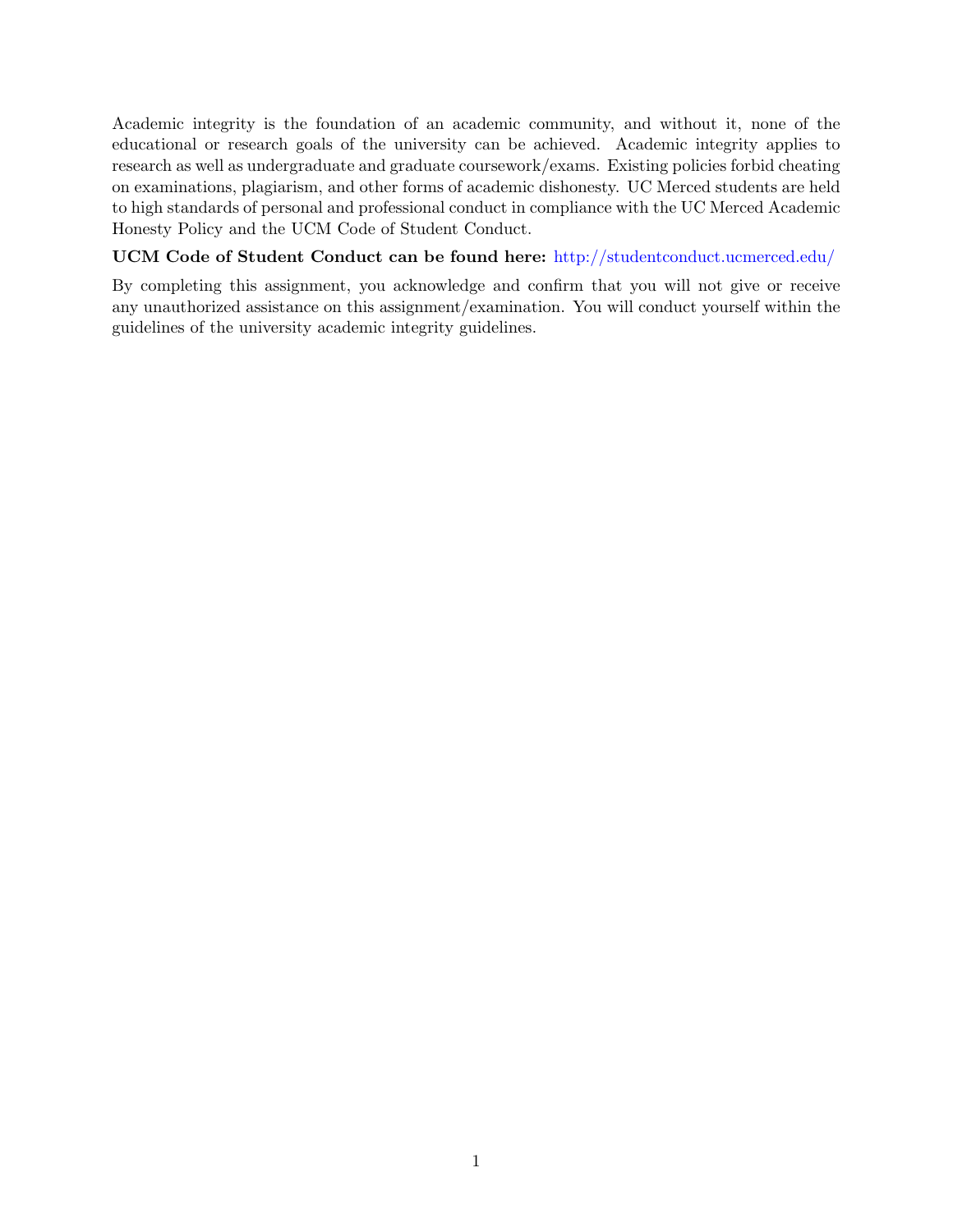Academic integrity is the foundation of an academic community, and without it, none of the educational or research goals of the university can be achieved. Academic integrity applies to research as well as undergraduate and graduate coursework/exams. Existing policies forbid cheating on examinations, plagiarism, and other forms of academic dishonesty. UC Merced students are held to high standards of personal and professional conduct in compliance with the UC Merced Academic Honesty Policy and the UCM Code of Student Conduct.

**UCM Code of Student Conduct can be found here:** http://studentconduct.ucmerced.edu/

By completing this assignment, you acknowledge and confirm that you will not give or receive any unauthorized assistance on this assignment/examination. You will conduct yourself within the guidelines of the university academic integrity guidelines.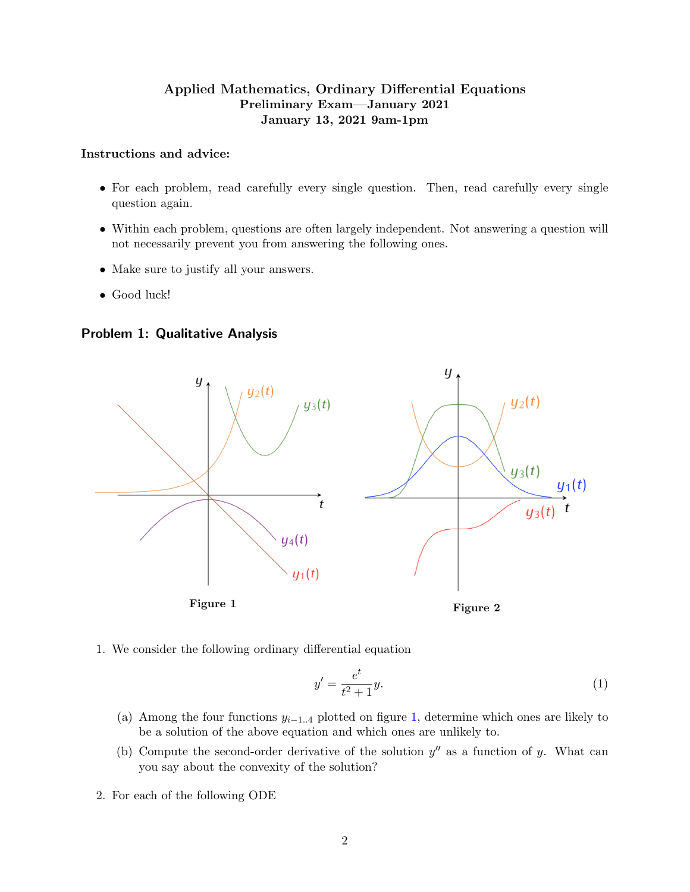**Applied Mathematics, Ordinary Differential Equations**
**Preliminary Exam—January 2021**
**January 13, 2021 9am-1pm**

**Instructions and advice:**

- For each problem, read carefully every single question. Then, read carefully every single question again.
- Within each problem, questions are often largely independent. Not answering a question will not necessarily prevent you from answering the following ones.
- Make sure to justify all your answers.
- Good luck!

## Problem 1: Qualitative Analysis

Figure 1

Figure 2

1. We consider the following ordinary differential equation

$$y' = \frac{e^t}{t^2+1}y. \tag{1}$$

   (a) Among the four functions $y_{i-1..4}$ plotted on figure 1, determine which ones are likely to be a solution of the above equation and which ones are unlikely to.

   (b) Compute the second-order derivative of the solution $y''$ as a function of $y$. What can you say about the convexity of the solution?

2. For each of the following ODE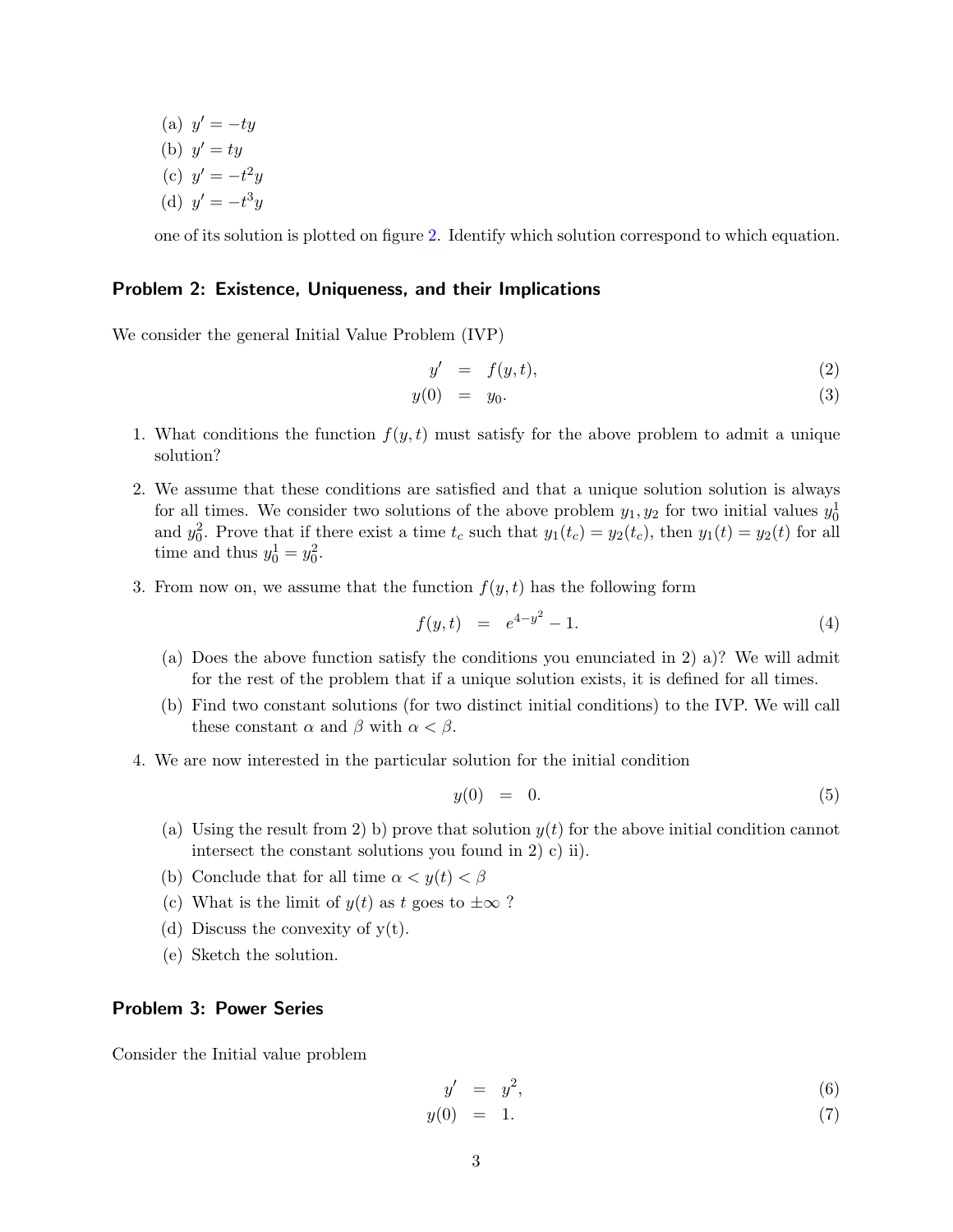(a) $y' = -ty$

(b) $y' = ty$

(c) $y' = -t^2 y$

(d) $y' = -t^3 y$

one of its solution is plotted on figure 2. Identify which solution correspond to which equation.

## Problem 2: Existence, Uniqueness, and their Implications

We consider the general Initial Value Problem (IVP)

$$
\begin{aligned}
y' &= f(y,t), &(2)\\
y(0) &= y_0. &(3)
\end{aligned}
$$

1. What conditions the function $f(y,t)$ must satisfy for the above problem to admit a unique solution?

2. We assume that these conditions are satisfied and that a unique solution solution is always for all times. We consider two solutions of the above problem $y_1, y_2$ for two initial values $y_0^1$ and $y_0^2$. Prove that if there exist a time $t_c$ such that $y_1(t_c) = y_2(t_c)$, then $y_1(t) = y_2(t)$ for all time and thus $y_0^1 = y_0^2$.

3. From now on, we assume that the function $f(y,t)$ has the following form

$$
f(y,t) = e^{4-y^2} - 1. \tag{4}
$$

   (a) Does the above function satisfy the conditions you enunciated in 2) a)? We will admit for the rest of the problem that if a unique solution exists, it is defined for all times.

   (b) Find two constant solutions (for two distinct initial conditions) to the IVP. We will call these constant $\alpha$ and $\beta$ with $\alpha < \beta$.

4. We are now interested in the particular solution for the initial condition

$$
y(0) = 0. \tag{5}
$$

   (a) Using the result from 2) b) prove that solution $y(t)$ for the above initial condition cannot intersect the constant solutions you found in 2) c) ii).

   (b) Conclude that for all time $\alpha < y(t) < \beta$

   (c) What is the limit of $y(t)$ as $t$ goes to $\pm\infty$ ?

   (d) Discuss the convexity of y(t).

   (e) Sketch the solution.

## Problem 3: Power Series

Consider the Initial value problem

$$
\begin{aligned}
y' &= y^2, &(6)\\
y(0) &= 1. &(7)
\end{aligned}
$$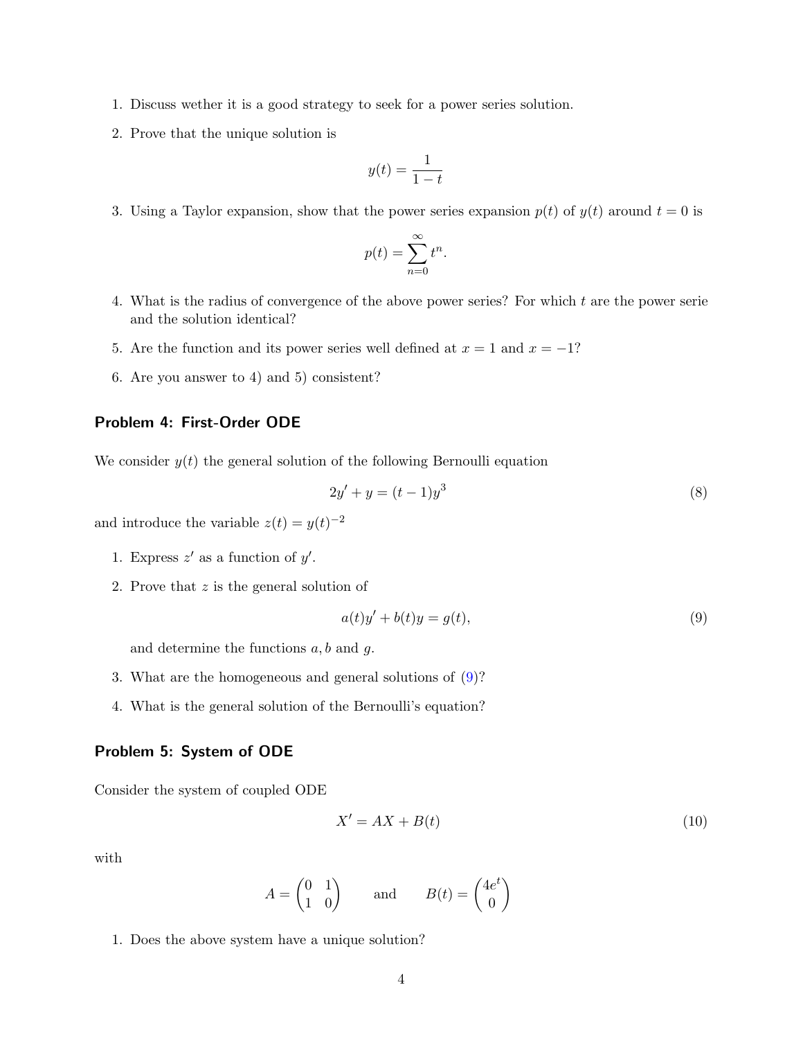1. Discuss wether it is a good strategy to seek for a power series solution.
2. Prove that the unique solution is

$$y(t) = \frac{1}{1-t}$$

3. Using a Taylor expansion, show that the power series expansion $p(t)$ of $y(t)$ around $t = 0$ is

$$p(t) = \sum_{n=0}^{\infty} t^n.$$

4. What is the radius of convergence of the above power series? For which $t$ are the power serie and the solution identical?
5. Are the function and its power series well defined at $x = 1$ and $x = -1$?
6. Are you answer to 4) and 5) consistent?

### Problem 4: First-Order ODE

We consider $y(t)$ the general solution of the following Bernoulli equation

$$2y' + y = (t-1)y^3 \tag{8}$$

and introduce the variable $z(t) = y(t)^{-2}$

1. Express $z'$ as a function of $y'$.
2. Prove that $z$ is the general solution of

$$a(t)y' + b(t)y = g(t), \tag{9}$$

   and determine the functions $a, b$ and $g$.
3. What are the homogeneous and general solutions of (9)?
4. What is the general solution of the Bernoulli's equation?

### Problem 5: System of ODE

Consider the system of coupled ODE

$$X' = AX + B(t) \tag{10}$$

with

$$A = \begin{pmatrix} 0 & 1 \\ 1 & 0 \end{pmatrix} \qquad \text{and} \qquad B(t) = \begin{pmatrix} 4e^t \\ 0 \end{pmatrix}$$

1. Does the above system have a unique solution?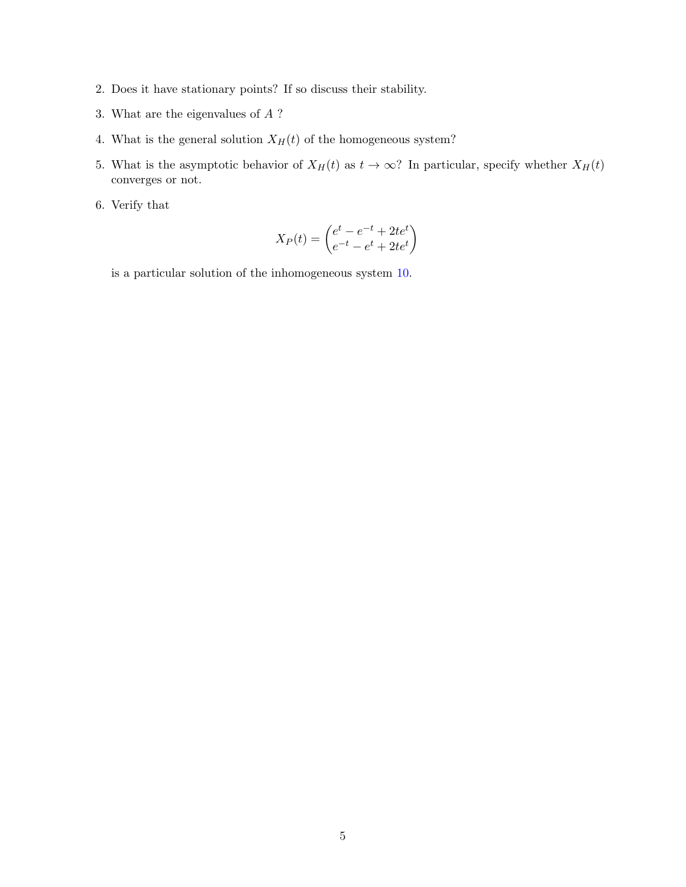2. Does it have stationary points? If so discuss their stability.
3. What are the eigenvalues of $A$ ?
4. What is the general solution $X_H(t)$ of the homogeneous system?
5. What is the asymptotic behavior of $X_H(t)$ as $t \to \infty$? In particular, specify whether $X_H(t)$ converges or not.
6. Verify that

$$X_P(t) = \begin{pmatrix} e^t - e^{-t} + 2te^t \\ e^{-t} - e^t + 2te^t \end{pmatrix}$$

is a particular solution of the inhomogeneous system 10.